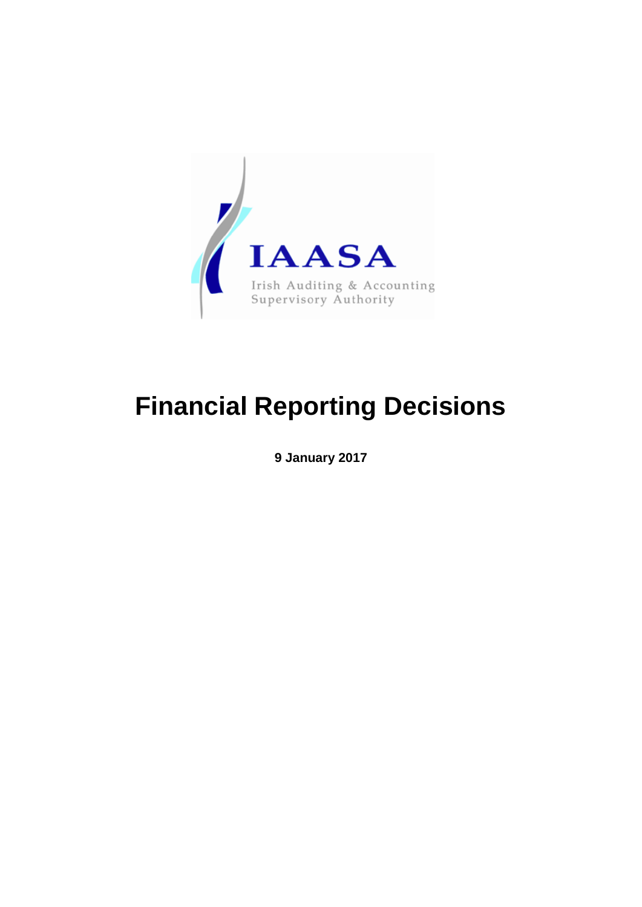IAASA

Irish Auditing & Accounting Supervisory Authority

# Financial Reporting Decisions

**9 January 2017**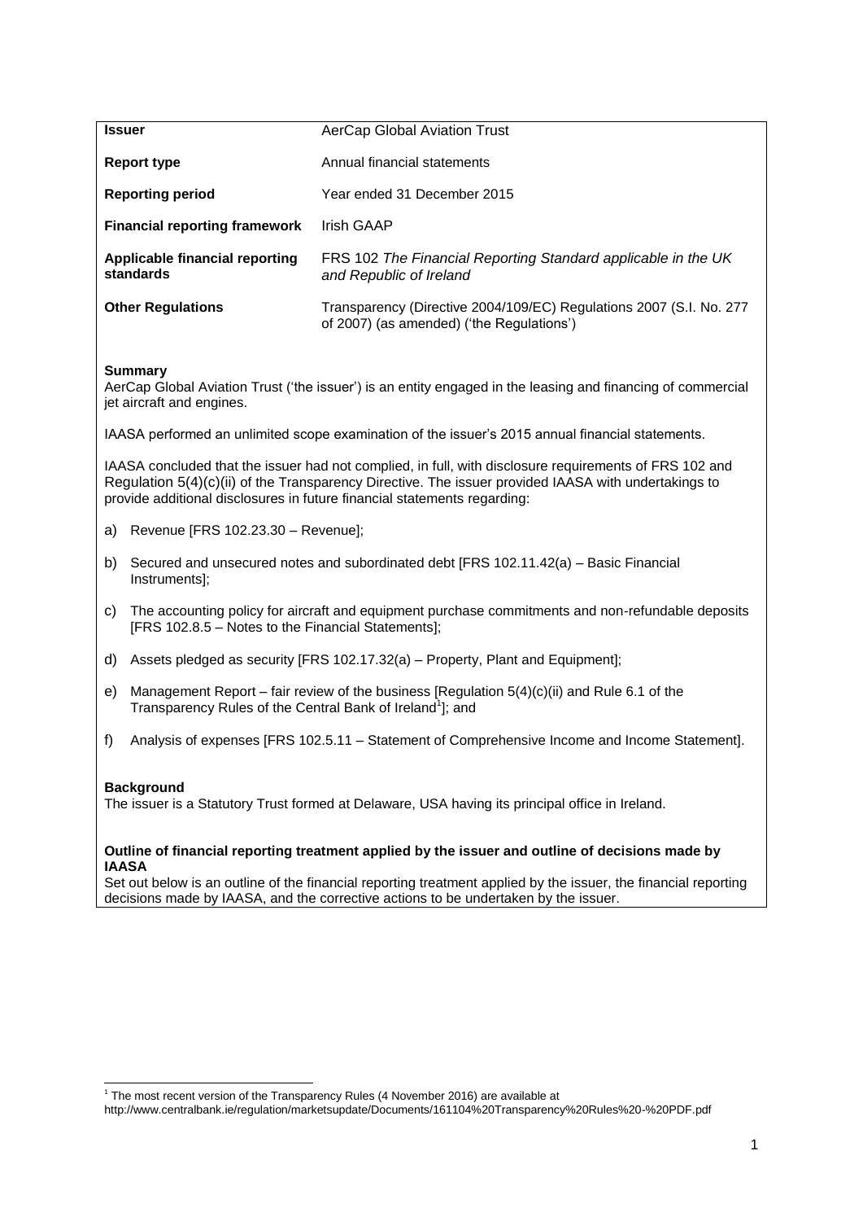| Issuer | AerCap Global Aviation Trust |
| --- | --- |
| **Report type** | Annual financial statements |
| **Reporting period** | Year ended 31 December 2015 |
| **Financial reporting framework** | Irish GAAP |
| **Applicable financial reporting standards** | FRS 102 *The Financial Reporting Standard applicable in the UK and Republic of Ireland* |
| **Other Regulations** | Transparency (Directive 2004/109/EC) Regulations 2007 (S.I. No. 277 of 2007) (as amended) ('the Regulations') |

**Summary**

AerCap Global Aviation Trust ('the issuer') is an entity engaged in the leasing and financing of commercial jet aircraft and engines.

IAASA performed an unlimited scope examination of the issuer's 2015 annual financial statements.

IAASA concluded that the issuer had not complied, in full, with disclosure requirements of FRS 102 and Regulation 5(4)(c)(ii) of the Transparency Directive. The issuer provided IAASA with undertakings to provide additional disclosures in future financial statements regarding:

a) Revenue [FRS 102.23.30 – Revenue];

b) Secured and unsecured notes and subordinated debt [FRS 102.11.42(a) – Basic Financial Instruments];

c) The accounting policy for aircraft and equipment purchase commitments and non-refundable deposits [FRS 102.8.5 – Notes to the Financial Statements];

d) Assets pledged as security [FRS 102.17.32(a) – Property, Plant and Equipment];

e) Management Report – fair review of the business [Regulation 5(4)(c)(ii) and Rule 6.1 of the Transparency Rules of the Central Bank of Ireland[1]]; and

f) Analysis of expenses [FRS 102.5.11 – Statement of Comprehensive Income and Income Statement].

**Background**

The issuer is a Statutory Trust formed at Delaware, USA having its principal office in Ireland.

**Outline of financial reporting treatment applied by the issuer and outline of decisions made by IAASA**

Set out below is an outline of the financial reporting treatment applied by the issuer, the financial reporting decisions made by IAASA, and the corrective actions to be undertaken by the issuer.

[1] The most recent version of the Transparency Rules (4 November 2016) are available at http://www.centralbank.ie/regulation/marketsupdate/Documents/161104%20Transparency%20Rules%20-%20PDF.pdf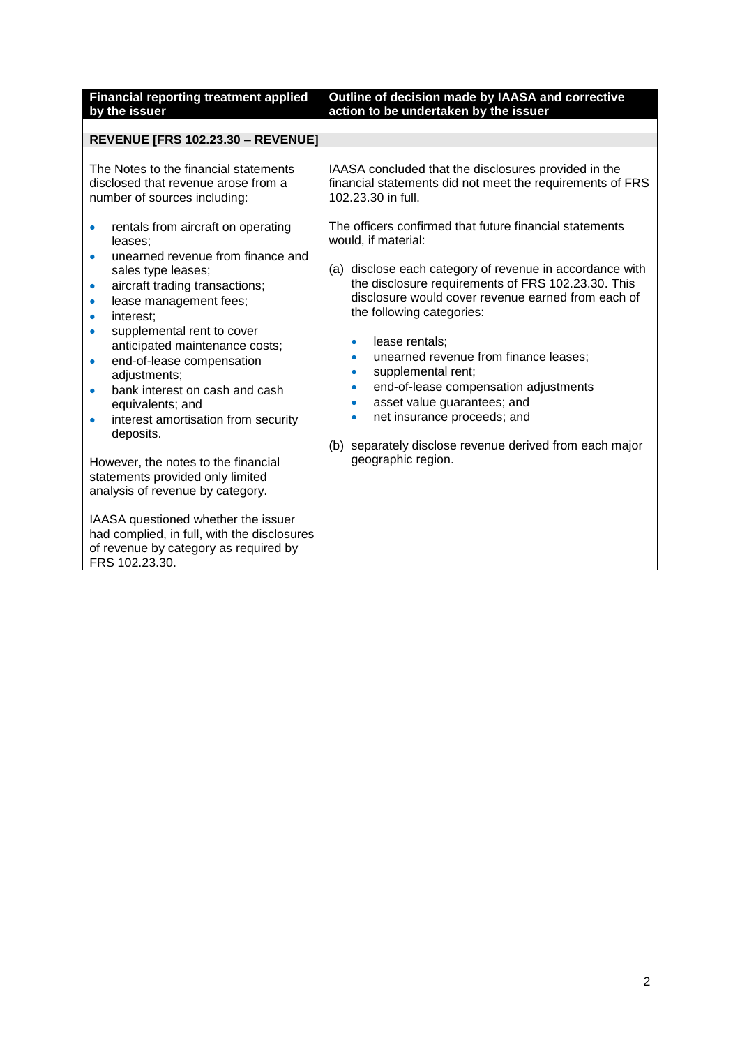| Financial reporting treatment applied by the issuer | Outline of decision made by IAASA and corrective action to be undertaken by the issuer |
|---|---|
| **REVENUE [FRS 102.23.30 – REVENUE]** | |
| The Notes to the financial statements disclosed that revenue arose from a number of sources including:<br><br>• rentals from aircraft on operating leases;<br>• unearned revenue from finance and sales type leases;<br>• aircraft trading transactions;<br>• lease management fees;<br>• interest;<br>• supplemental rent to cover anticipated maintenance costs;<br>• end-of-lease compensation adjustments;<br>• bank interest on cash and cash equivalents; and<br>• interest amortisation from security deposits.<br><br>However, the notes to the financial statements provided only limited analysis of revenue by category.<br><br>IAASA questioned whether the issuer had complied, in full, with the disclosures of revenue by category as required by FRS 102.23.30. | IAASA concluded that the disclosures provided in the financial statements did not meet the requirements of FRS 102.23.30 in full.<br><br>The officers confirmed that future financial statements would, if material:<br><br>(a) disclose each category of revenue in accordance with the disclosure requirements of FRS 102.23.30. This disclosure would cover revenue earned from each of the following categories:<br><br>• lease rentals;<br>• unearned revenue from finance leases;<br>• supplemental rent;<br>• end-of-lease compensation adjustments<br>• asset value guarantees; and<br>• net insurance proceeds; and<br><br>(b) separately disclose revenue derived from each major geographic region. |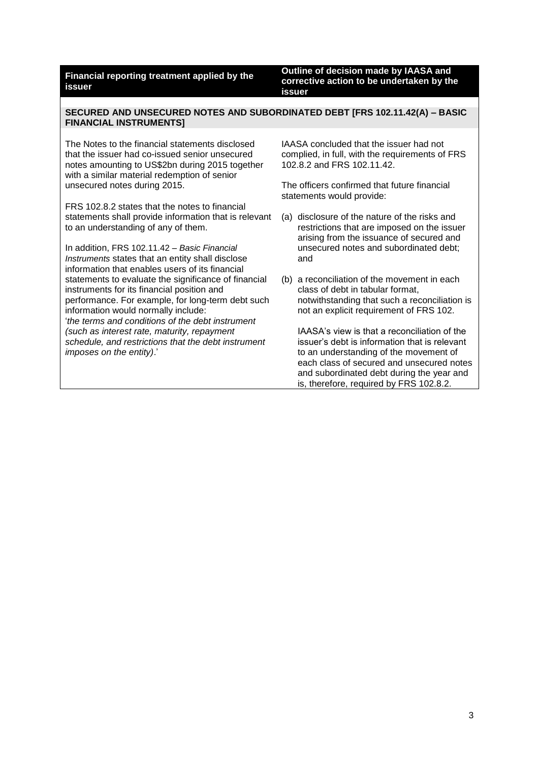| Financial reporting treatment applied by the issuer | Outline of decision made by IAASA and corrective action to be undertaken by the issuer |
|---|---|
| **SECURED AND UNSECURED NOTES AND SUBORDINATED DEBT [FRS 102.11.42(A) – BASIC FINANCIAL INSTRUMENTS]** | |
| The Notes to the financial statements disclosed that the issuer had co-issued senior unsecured notes amounting to US$2bn during 2015 together with a similar material redemption of senior unsecured notes during 2015.<br><br>FRS 102.8.2 states that the notes to financial statements shall provide information that is relevant to an understanding of any of them.<br><br>In addition, FRS 102.11.42 – *Basic Financial Instruments* states that an entity shall disclose information that enables users of its financial statements to evaluate the significance of financial instruments for its financial position and performance. For example, for long-term debt such information would normally include: '*the terms and conditions of the debt instrument (such as interest rate, maturity, repayment schedule, and restrictions that the debt instrument imposes on the entity)*.' | IAASA concluded that the issuer had not complied, in full, with the requirements of FRS 102.8.2 and FRS 102.11.42.<br><br>The officers confirmed that future financial statements would provide:<br><br>(a) disclosure of the nature of the risks and restrictions that are imposed on the issuer arising from the issuance of secured and unsecured notes and subordinated debt; and<br><br>(b) a reconciliation of the movement in each class of debt in tabular format, notwithstanding that such a reconciliation is not an explicit requirement of FRS 102.<br><br>IAASA's view is that a reconciliation of the issuer's debt is information that is relevant to an understanding of the movement of each class of secured and unsecured notes and subordinated debt during the year and is, therefore, required by FRS 102.8.2. |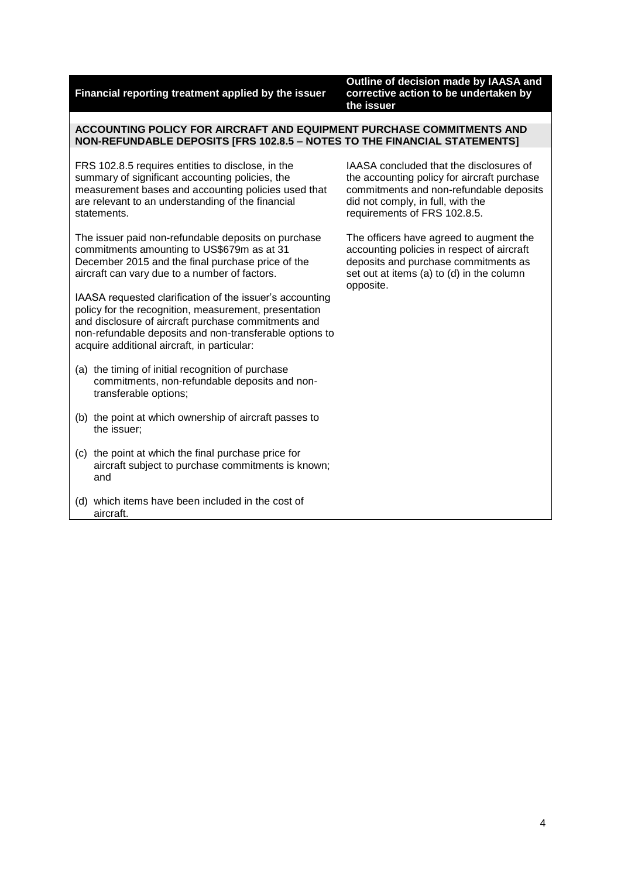| Financial reporting treatment applied by the issuer | Outline of decision made by IAASA and corrective action to be undertaken by the issuer |
|---|---|
| **ACCOUNTING POLICY FOR AIRCRAFT AND EQUIPMENT PURCHASE COMMITMENTS AND NON-REFUNDABLE DEPOSITS [FRS 102.8.5 – NOTES TO THE FINANCIAL STATEMENTS]** | |
| FRS 102.8.5 requires entities to disclose, in the summary of significant accounting policies, the measurement bases and accounting policies used that are relevant to an understanding of the financial statements.<br><br>The issuer paid non-refundable deposits on purchase commitments amounting to US$679m as at 31 December 2015 and the final purchase price of the aircraft can vary due to a number of factors.<br><br>IAASA requested clarification of the issuer's accounting policy for the recognition, measurement, presentation and disclosure of aircraft purchase commitments and non-refundable deposits and non-transferable options to acquire additional aircraft, in particular:<br><br>(a) the timing of initial recognition of purchase commitments, non-refundable deposits and non-transferable options;<br><br>(b) the point at which ownership of aircraft passes to the issuer;<br><br>(c) the point at which the final purchase price for aircraft subject to purchase commitments is known; and<br><br>(d) which items have been included in the cost of aircraft. | IAASA concluded that the disclosures of the accounting policy for aircraft purchase commitments and non-refundable deposits did not comply, in full, with the requirements of FRS 102.8.5.<br><br>The officers have agreed to augment the accounting policies in respect of aircraft deposits and purchase commitments as set out at items (a) to (d) in the column opposite. |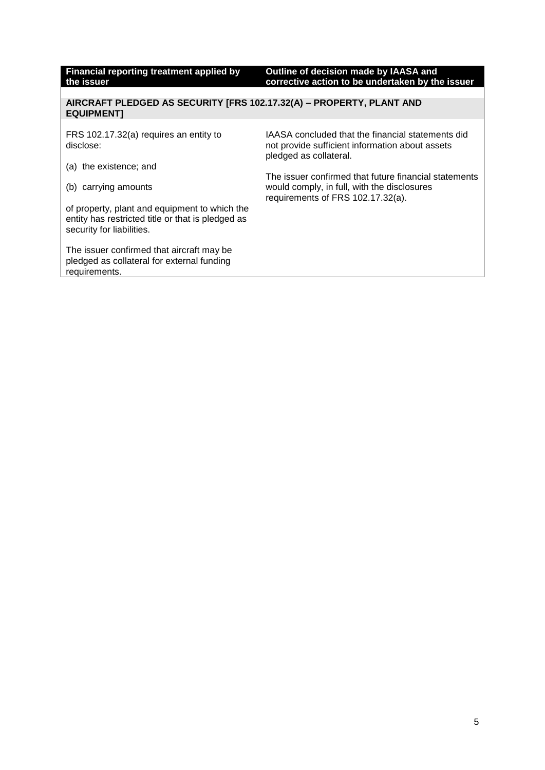| Financial reporting treatment applied by the issuer | Outline of decision made by IAASA and corrective action to be undertaken by the issuer |
|---|---|
| **AIRCRAFT PLEDGED AS SECURITY [FRS 102.17.32(A) – PROPERTY, PLANT AND EQUIPMENT]** | |
| FRS 102.17.32(a) requires an entity to disclose:<br><br>(a) the existence; and<br><br>(b) carrying amounts<br><br>of property, plant and equipment to which the entity has restricted title or that is pledged as security for liabilities.<br><br>The issuer confirmed that aircraft may be pledged as collateral for external funding requirements. | IAASA concluded that the financial statements did not provide sufficient information about assets pledged as collateral.<br><br>The issuer confirmed that future financial statements would comply, in full, with the disclosures requirements of FRS 102.17.32(a). |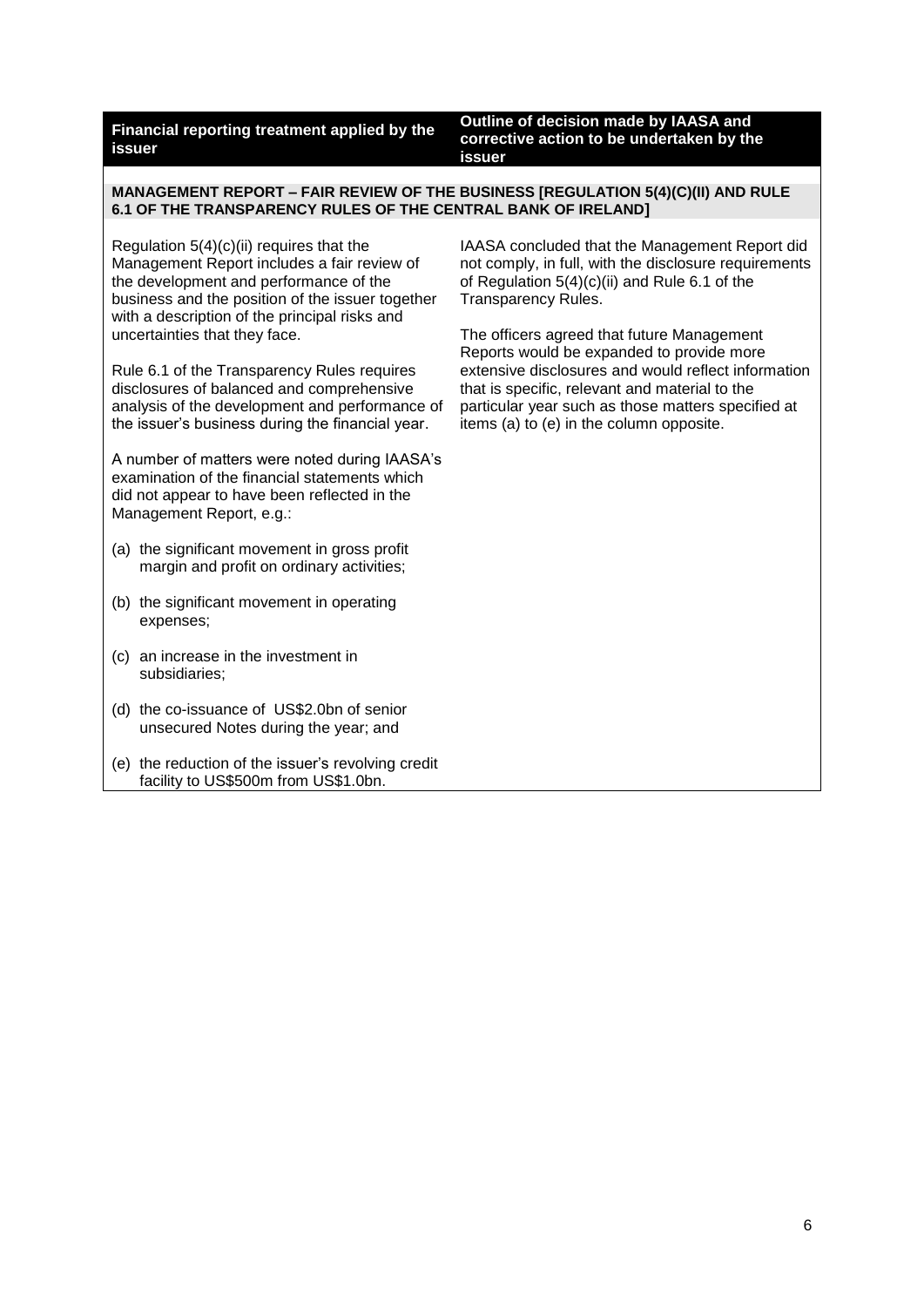| Financial reporting treatment applied by the issuer | Outline of decision made by IAASA and corrective action to be undertaken by the issuer |
|---|---|
| **MANAGEMENT REPORT – FAIR REVIEW OF THE BUSINESS [REGULATION 5(4)(C)(II) AND RULE 6.1 OF THE TRANSPARENCY RULES OF THE CENTRAL BANK OF IRELAND]** | |
| Regulation 5(4)(c)(ii) requires that the Management Report includes a fair review of the development and performance of the business and the position of the issuer together with a description of the principal risks and uncertainties that they face.<br><br>Rule 6.1 of the Transparency Rules requires disclosures of balanced and comprehensive analysis of the development and performance of the issuer's business during the financial year.<br><br>A number of matters were noted during IAASA's examination of the financial statements which did not appear to have been reflected in the Management Report, e.g.:<br><br>(a) the significant movement in gross profit margin and profit on ordinary activities;<br><br>(b) the significant movement in operating expenses;<br><br>(c) an increase in the investment in subsidiaries;<br><br>(d) the co-issuance of US$2.0bn of senior unsecured Notes during the year; and<br><br>(e) the reduction of the issuer's revolving credit facility to US$500m from US$1.0bn. | IAASA concluded that the Management Report did not comply, in full, with the disclosure requirements of Regulation 5(4)(c)(ii) and Rule 6.1 of the Transparency Rules.<br><br>The officers agreed that future Management Reports would be expanded to provide more extensive disclosures and would reflect information that is specific, relevant and material to the particular year such as those matters specified at items (a) to (e) in the column opposite. |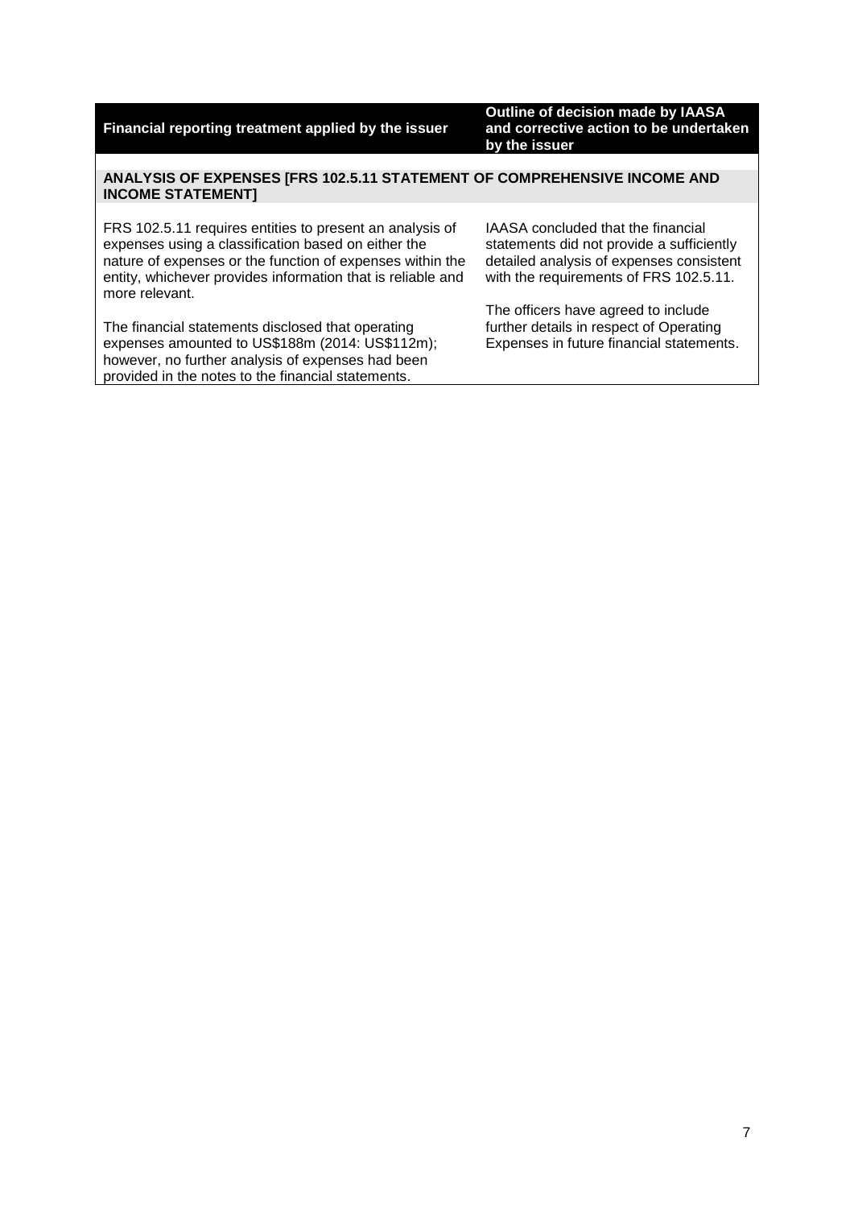| Financial reporting treatment applied by the issuer | Outline of decision made by IAASA and corrective action to be undertaken by the issuer |
|---|---|
| **ANALYSIS OF EXPENSES [FRS 102.5.11 STATEMENT OF COMPREHENSIVE INCOME AND INCOME STATEMENT]** | |
| FRS 102.5.11 requires entities to present an analysis of expenses using a classification based on either the nature of expenses or the function of expenses within the entity, whichever provides information that is reliable and more relevant.<br><br>The financial statements disclosed that operating expenses amounted to US$188m (2014: US$112m); however, no further analysis of expenses had been provided in the notes to the financial statements. | IAASA concluded that the financial statements did not provide a sufficiently detailed analysis of expenses consistent with the requirements of FRS 102.5.11.<br><br>The officers have agreed to include further details in respect of Operating Expenses in future financial statements. |